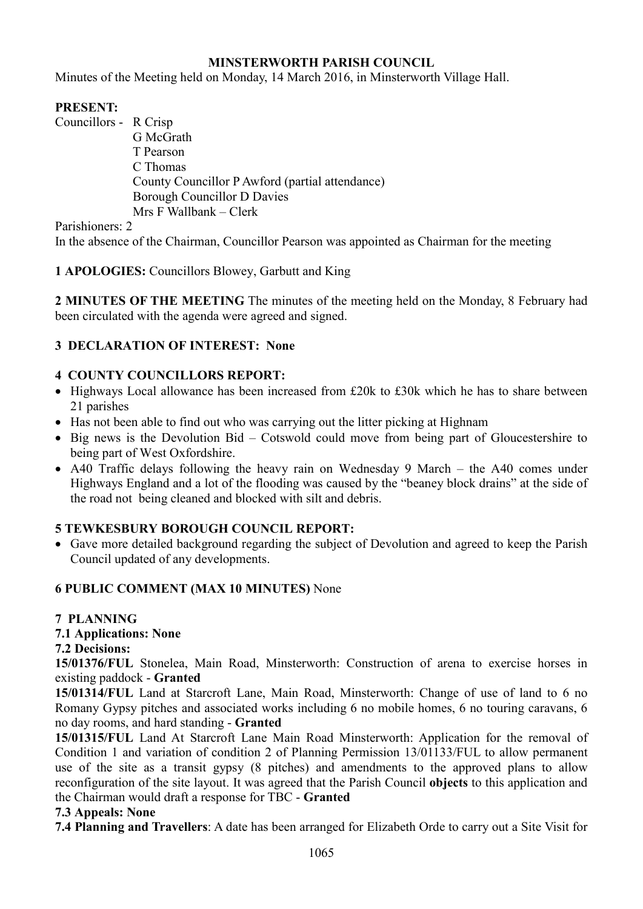**MINSTERWORTH PARISH COUNCIL**

Minutes of the Meeting held on Monday, 14 March 2016, in Minsterworth Village Hall.

**PRESENT:**

Councillors - R Crisp
G McGrath
T Pearson
C Thomas
County Councillor P Awford (partial attendance)
Borough Councillor D Davies
Mrs F Wallbank – Clerk

Parishioners: 2

In the absence of the Chairman, Councillor Pearson was appointed as Chairman for the meeting

**1 APOLOGIES:** Councillors Blowey, Garbutt and King

**2 MINUTES OF THE MEETING** The minutes of the meeting held on the Monday, 8 February had been circulated with the agenda were agreed and signed.

**3 DECLARATION OF INTEREST: None**

**4 COUNTY COUNCILLORS REPORT:**

- Highways Local allowance has been increased from £20k to £30k which he has to share between 21 parishes
- Has not been able to find out who was carrying out the litter picking at Highnam
- Big news is the Devolution Bid – Cotswold could move from being part of Gloucestershire to being part of West Oxfordshire.
- A40 Traffic delays following the heavy rain on Wednesday 9 March – the A40 comes under Highways England and a lot of the flooding was caused by the "beaney block drains" at the side of the road not being cleaned and blocked with silt and debris.

**5 TEWKESBURY BOROUGH COUNCIL REPORT:**

- Gave more detailed background regarding the subject of Devolution and agreed to keep the Parish Council updated of any developments.

**6 PUBLIC COMMENT (MAX 10 MINUTES)** None

**7 PLANNING**

**7.1 Applications: None**

**7.2 Decisions:**

**15/01376/FUL** Stonelea, Main Road, Minsterworth: Construction of arena to exercise horses in existing paddock - **Granted**

**15/01314/FUL** Land at Starcroft Lane, Main Road, Minsterworth: Change of use of land to 6 no Romany Gypsy pitches and associated works including 6 no mobile homes, 6 no touring caravans, 6 no day rooms, and hard standing - **Granted**

**15/01315/FUL** Land At Starcroft Lane Main Road Minsterworth: Application for the removal of Condition 1 and variation of condition 2 of Planning Permission 13/01133/FUL to allow permanent use of the site as a transit gypsy (8 pitches) and amendments to the approved plans to allow reconfiguration of the site layout. It was agreed that the Parish Council **objects** to this application and the Chairman would draft a response for TBC - **Granted**

**7.3 Appeals: None**

**7.4 Planning and Travellers**: A date has been arranged for Elizabeth Orde to carry out a Site Visit for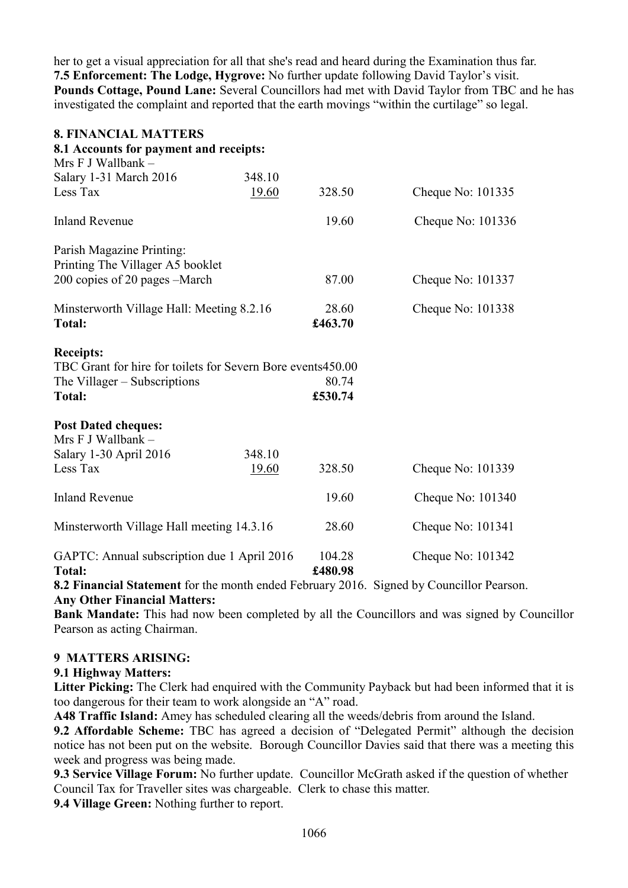her to get a visual appreciation for all that she's read and heard during the Examination thus far.

**7.5 Enforcement: The Lodge, Hygrove:** No further update following David Taylor's visit.

**Pounds Cottage, Pound Lane:** Several Councillors had met with David Taylor from TBC and he has investigated the complaint and reported that the earth movings "within the curtilage" so legal.

## 8. FINANCIAL MATTERS

### 8.1 Accounts for payment and receipts:

| | | | |
|---|---|---|---|
| Mrs F J Wallbank – | | | |
| Salary 1-31 March 2016 | 348.10 | | |
| Less Tax | 19.60 | 328.50 | Cheque No: 101335 |
| Inland Revenue | | 19.60 | Cheque No: 101336 |
| Parish Magazine Printing: | | | |
| Printing The Villager A5 booklet | | | |
| 200 copies of 20 pages –March | | 87.00 | Cheque No: 101337 |
| Minsterworth Village Hall: Meeting 8.2.16 | | 28.60 | Cheque No: 101338 |
| **Total:** | | **£463.70** | |

**Receipts:**

| | |
|---|---|
| TBC Grant for hire for toilets for Severn Bore events | 450.00 |
| The Villager – Subscriptions | 80.74 |
| **Total:** | **£530.74** |

**Post Dated cheques:**

| | | | |
|---|---|---|---|
| Mrs F J Wallbank – | | | |
| Salary 1-30 April 2016 | 348.10 | | |
| Less Tax | 19.60 | 328.50 | Cheque No: 101339 |
| Inland Revenue | | 19.60 | Cheque No: 101340 |
| Minsterworth Village Hall meeting 14.3.16 | | 28.60 | Cheque No: 101341 |
| GAPTC: Annual subscription due 1 April 2016 | | 104.28 | Cheque No: 101342 |
| **Total:** | | **£480.98** | |

**8.2 Financial Statement** for the month ended February 2016. Signed by Councillor Pearson.

**Any Other Financial Matters:**

**Bank Mandate:** This had now been completed by all the Councillors and was signed by Councillor Pearson as acting Chairman.

## 9 MATTERS ARISING:

**9.1 Highway Matters:**

**Litter Picking:** The Clerk had enquired with the Community Payback but had been informed that it is too dangerous for their team to work alongside an "A" road.

**A48 Traffic Island:** Amey has scheduled clearing all the weeds/debris from around the Island.

**9.2 Affordable Scheme:** TBC has agreed a decision of "Delegated Permit" although the decision notice has not been put on the website. Borough Councillor Davies said that there was a meeting this week and progress was being made.

**9.3 Service Village Forum:** No further update. Councillor McGrath asked if the question of whether Council Tax for Traveller sites was chargeable. Clerk to chase this matter.

**9.4 Village Green:** Nothing further to report.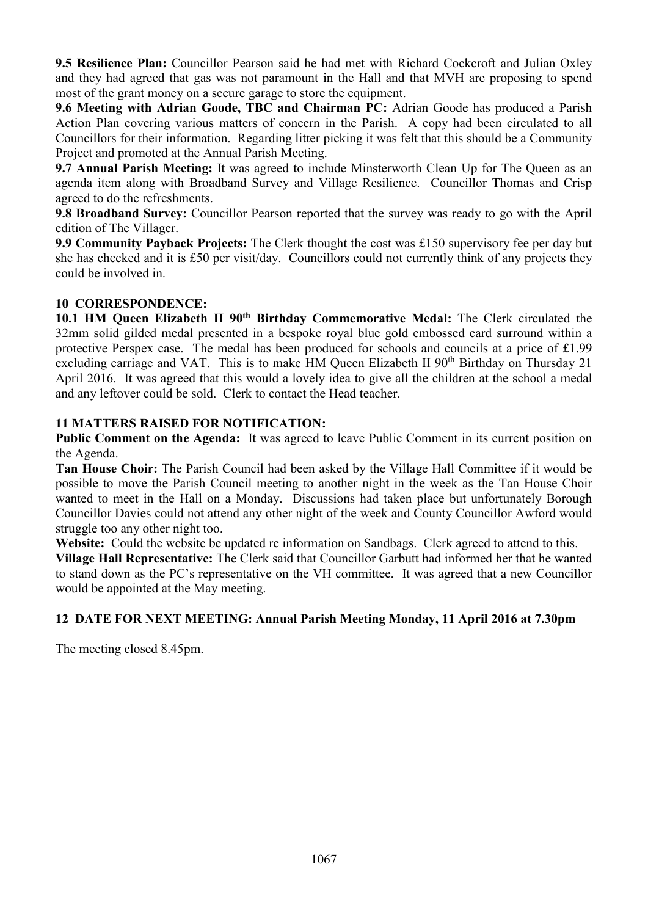**9.5 Resilience Plan:** Councillor Pearson said he had met with Richard Cockcroft and Julian Oxley and they had agreed that gas was not paramount in the Hall and that MVH are proposing to spend most of the grant money on a secure garage to store the equipment.

**9.6 Meeting with Adrian Goode, TBC and Chairman PC:** Adrian Goode has produced a Parish Action Plan covering various matters of concern in the Parish. A copy had been circulated to all Councillors for their information. Regarding litter picking it was felt that this should be a Community Project and promoted at the Annual Parish Meeting.

**9.7 Annual Parish Meeting:** It was agreed to include Minsterworth Clean Up for The Queen as an agenda item along with Broadband Survey and Village Resilience. Councillor Thomas and Crisp agreed to do the refreshments.

**9.8 Broadband Survey:** Councillor Pearson reported that the survey was ready to go with the April edition of The Villager.

**9.9 Community Payback Projects:** The Clerk thought the cost was £150 supervisory fee per day but she has checked and it is £50 per visit/day. Councillors could not currently think of any projects they could be involved in.

## 10 CORRESPONDENCE:

**10.1 HM Queen Elizabeth II 90th Birthday Commemorative Medal:** The Clerk circulated the 32mm solid gilded medal presented in a bespoke royal blue gold embossed card surround within a protective Perspex case. The medal has been produced for schools and councils at a price of £1.99 excluding carriage and VAT. This is to make HM Queen Elizabeth II 90th Birthday on Thursday 21 April 2016. It was agreed that this would a lovely idea to give all the children at the school a medal and any leftover could be sold. Clerk to contact the Head teacher.

## 11 MATTERS RAISED FOR NOTIFICATION:

**Public Comment on the Agenda:** It was agreed to leave Public Comment in its current position on the Agenda.

**Tan House Choir:** The Parish Council had been asked by the Village Hall Committee if it would be possible to move the Parish Council meeting to another night in the week as the Tan House Choir wanted to meet in the Hall on a Monday. Discussions had taken place but unfortunately Borough Councillor Davies could not attend any other night of the week and County Councillor Awford would struggle too any other night too.

**Website:** Could the website be updated re information on Sandbags. Clerk agreed to attend to this.

**Village Hall Representative:** The Clerk said that Councillor Garbutt had informed her that he wanted to stand down as the PC's representative on the VH committee. It was agreed that a new Councillor would be appointed at the May meeting.

## 12 DATE FOR NEXT MEETING: Annual Parish Meeting Monday, 11 April 2016 at 7.30pm

The meeting closed 8.45pm.